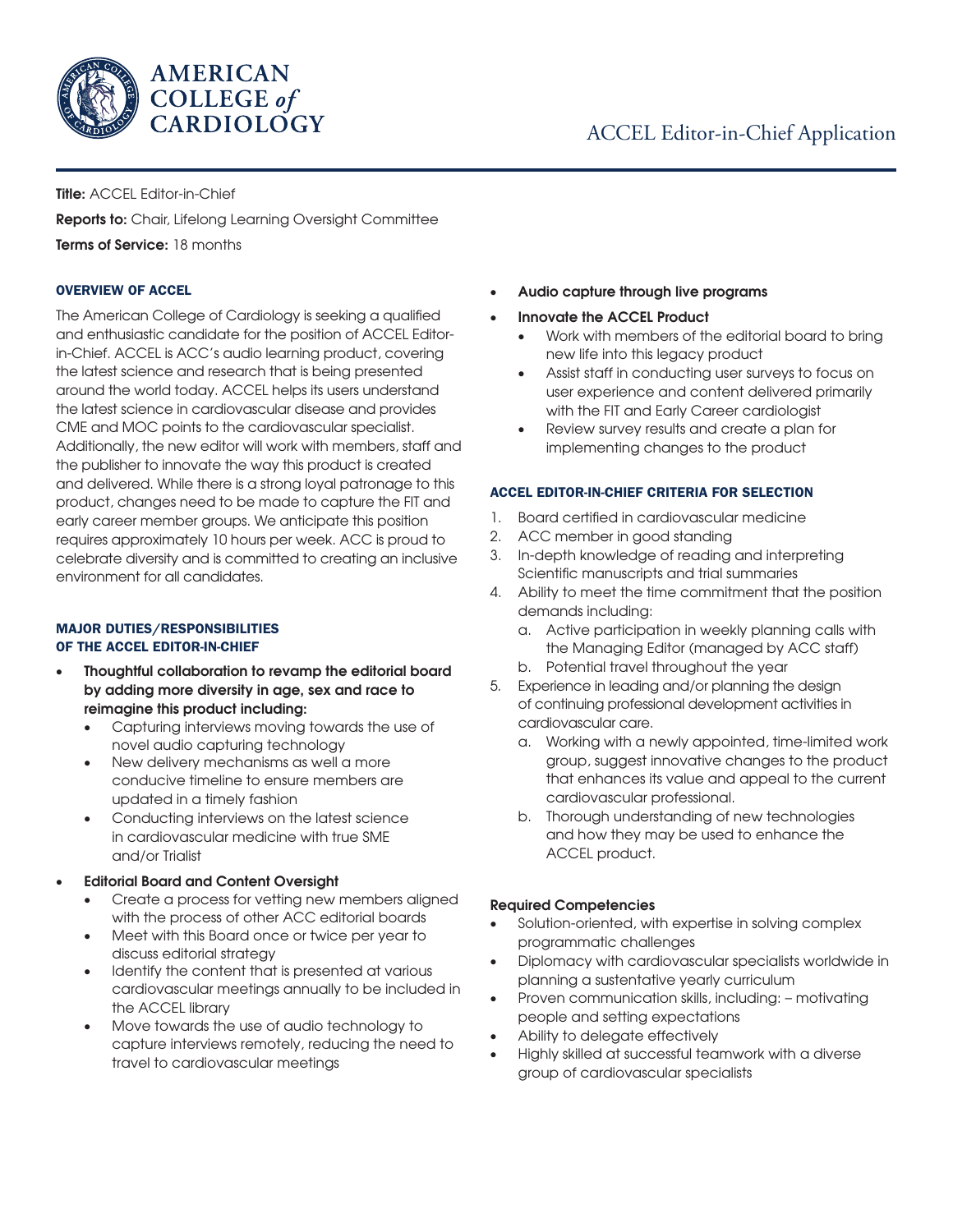# ACCEL Editor-in-Chief Application

**Title:** ACCEL Editor-in-Chief

**Reports to:** Chair, Lifelong Learning Oversight Committee

**Terms of Service:** 18 months

## OVERVIEW OF ACCEL

The American College of Cardiology is seeking a qualified and enthusiastic candidate for the position of ACCEL Editor-in-Chief. ACCEL is ACC's audio learning product, covering the latest science and research that is being presented around the world today. ACCEL helps its users understand the latest science in cardiovascular disease and provides CME and MOC points to the cardiovascular specialist. Additionally, the new editor will work with members, staff and the publisher to innovate the way this product is created and delivered. While there is a strong loyal patronage to this product, changes need to be made to capture the FIT and early career member groups. We anticipate this position requires approximately 10 hours per week. ACC is proud to celebrate diversity and is committed to creating an inclusive environment for all candidates.

## MAJOR DUTIES/RESPONSIBILITIES OF THE ACCEL EDITOR-IN-CHIEF

- **Thoughtful collaboration to revamp the editorial board by adding more diversity in age, sex and race to reimagine this product including:**
  - Capturing interviews moving towards the use of novel audio capturing technology
  - New delivery mechanisms as well a more conducive timeline to ensure members are updated in a timely fashion
  - Conducting interviews on the latest science in cardiovascular medicine with true SME and/or Trialist
- **Editorial Board and Content Oversight**
  - Create a process for vetting new members aligned with the process of other ACC editorial boards
  - Meet with this Board once or twice per year to discuss editorial strategy
  - Identify the content that is presented at various cardiovascular meetings annually to be included in the ACCEL library
  - Move towards the use of audio technology to capture interviews remotely, reducing the need to travel to cardiovascular meetings
- **Audio capture through live programs**
- **Innovate the ACCEL Product**
  - Work with members of the editorial board to bring new life into this legacy product
  - Assist staff in conducting user surveys to focus on user experience and content delivered primarily with the FIT and Early Career cardiologist
  - Review survey results and create a plan for implementing changes to the product

## ACCEL EDITOR-IN-CHIEF CRITERIA FOR SELECTION

1. Board certified in cardiovascular medicine
2. ACC member in good standing
3. In-depth knowledge of reading and interpreting Scientific manuscripts and trial summaries
4. Ability to meet the time commitment that the position demands including:
   a. Active participation in weekly planning calls with the Managing Editor (managed by ACC staff)
   b. Potential travel throughout the year
5. Experience in leading and/or planning the design of continuing professional development activities in cardiovascular care.
   a. Working with a newly appointed, time-limited work group, suggest innovative changes to the product that enhances its value and appeal to the current cardiovascular professional.
   b. Thorough understanding of new technologies and how they may be used to enhance the ACCEL product.

### Required Competencies

- Solution-oriented, with expertise in solving complex programmatic challenges
- Diplomacy with cardiovascular specialists worldwide in planning a sustentative yearly curriculum
- Proven communication skills, including: – motivating people and setting expectations
- Ability to delegate effectively
- Highly skilled at successful teamwork with a diverse group of cardiovascular specialists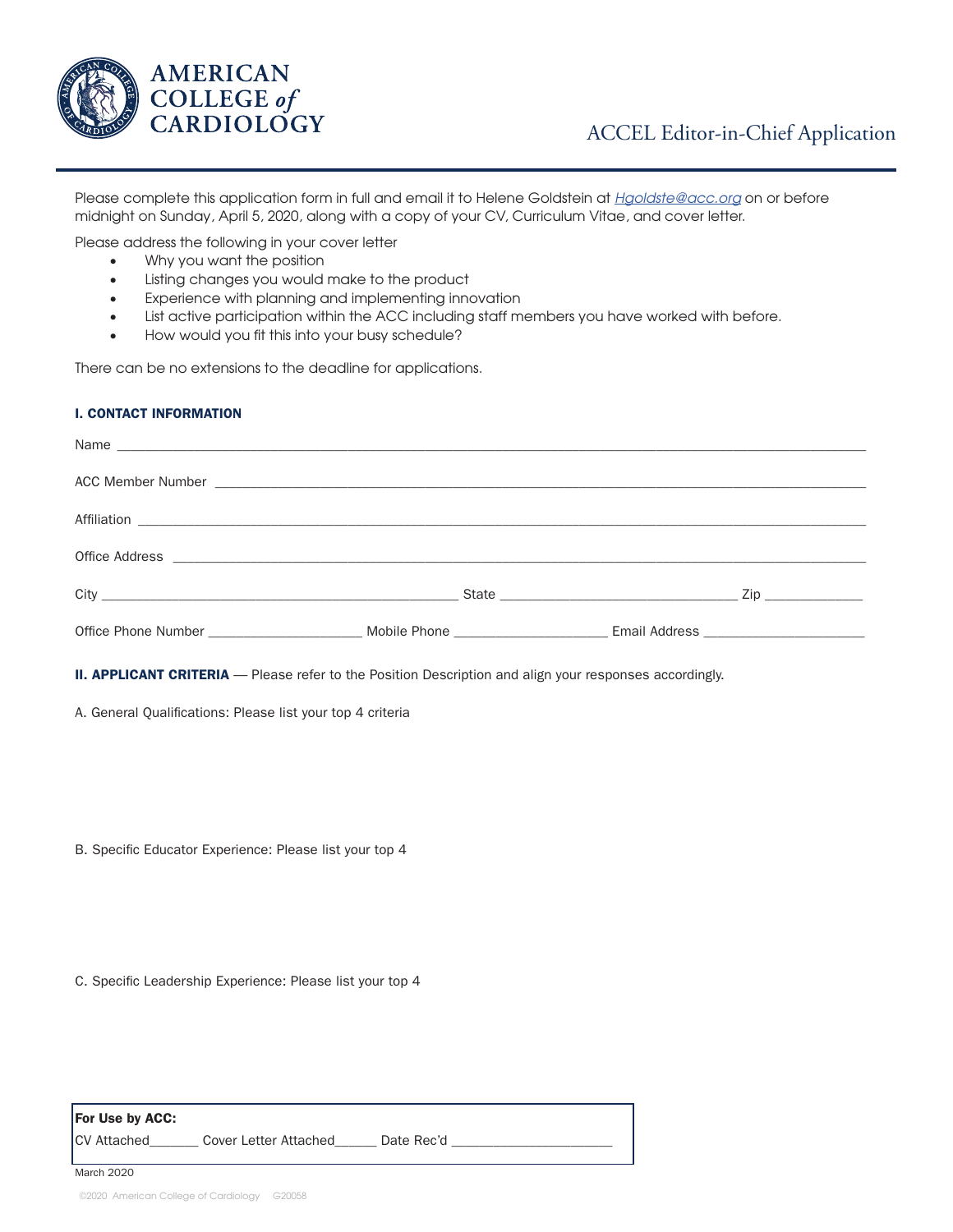AMERICAN COLLEGE of CARDIOLOGY

# ACCEL Editor-in-Chief Application

Please complete this application form in full and email it to Helene Goldstein at *Hgoldste@acc.org* on or before midnight on Sunday, April 5, 2020, along with a copy of your CV, Curriculum Vitae, and cover letter.

Please address the following in your cover letter

- Why you want the position
- Listing changes you would make to the product
- Experience with planning and implementing innovation
- List active participation within the ACC including staff members you have worked with before.
- How would you fit this into your busy schedule?

There can be no extensions to the deadline for applications.

### I. CONTACT INFORMATION

Name ____________________________________________

ACC Member Number ____________________________________________

Affiliation ____________________________________________

Office Address ____________________________________________

City ______________________ State ______________________ Zip __________

Office Phone Number ________________ Mobile Phone ________________ Email Address ________________

**II. APPLICANT CRITERIA** — Please refer to the Position Description and align your responses accordingly.

A. General Qualifications: Please list your top 4 criteria

B. Specific Educator Experience: Please list your top 4

C. Specific Leadership Experience: Please list your top 4

**For Use by ACC:**

CV Attached_______ Cover Letter Attached______ Date Rec'd ______________________

March 2020

©2020 American College of Cardiology G20058